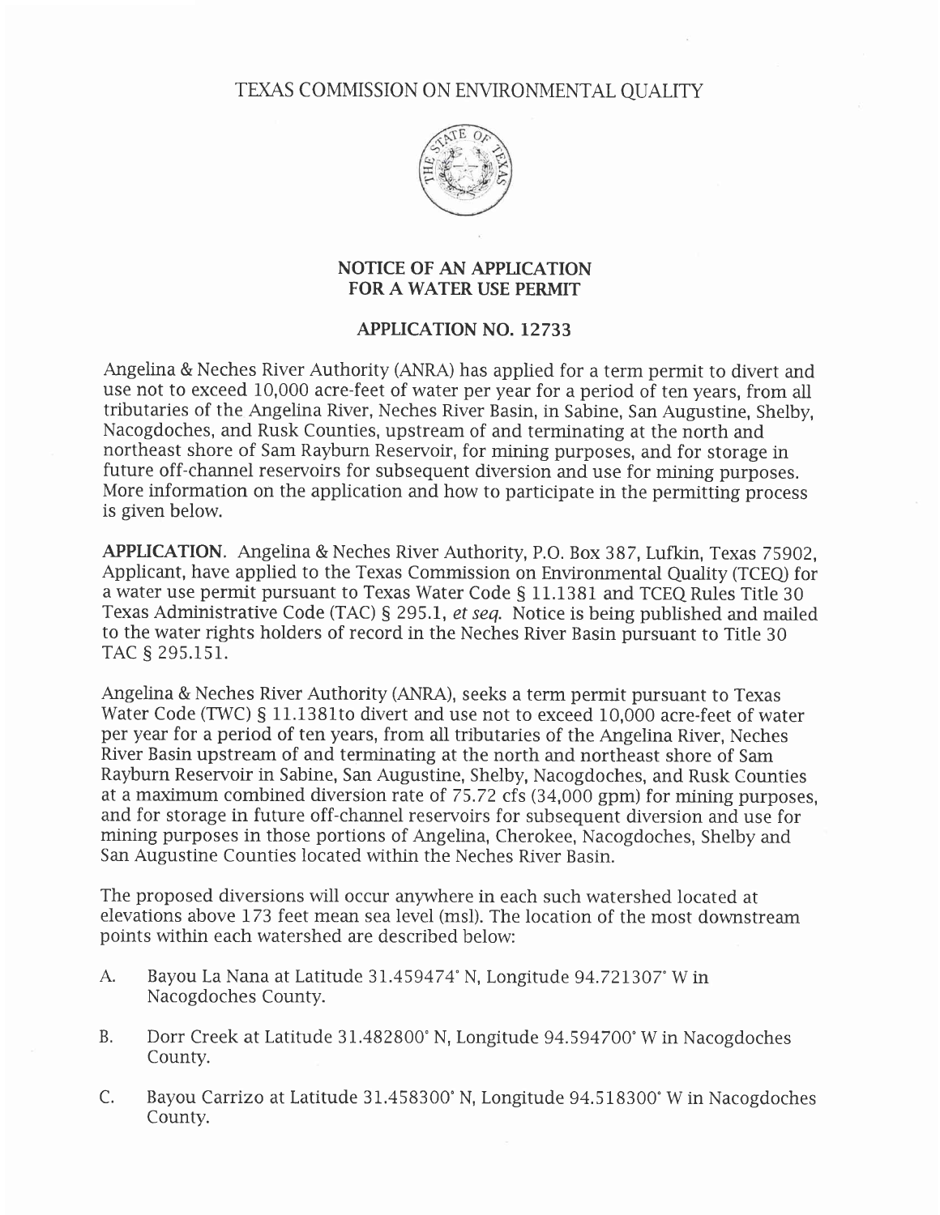# TEXAS COMMISSION ON ENVIRONMENTAL QUALITY

## NOTICE OF AN APPLICATION FOR A WATER USE PERMIT

### APPLICATION NO. 12733

Angelina & Neches River Authority (ANRA) has applied for a term permit to divert and use not to exceed 10,000 acre-feet of water per year for a period of ten years, from all tributaries of the Angelina River, Neches River Basin, in Sabine, San Augustine, Shelby, Nacogdoches, and Rusk Counties, upstream of and terminating at the north and northeast shore of Sam Rayburn Reservoir, for mining purposes, and for storage in future off-channel reservoirs for subsequent diversion and use for mining purposes. More information on the application and how to participate in the permitting process is given below.

**APPLICATION**. Angelina & Neches River Authority, P.O. Box 387, Lufkin, Texas 75902, Applicant, have applied to the Texas Commission on Environmental Quality (TCEQ) for a water use permit pursuant to Texas Water Code § 11.1381 and TCEQ Rules Title 30 Texas Administrative Code (TAC) § 295.1, *et seq.* Notice is being published and mailed to the water rights holders of record in the Neches River Basin pursuant to Title 30 TAC § 295.151.

Angelina & Neches River Authority (ANRA), seeks a term permit pursuant to Texas Water Code (TWC) § 11.1381to divert and use not to exceed 10,000 acre-feet of water per year for a period of ten years, from all tributaries of the Angelina River, Neches River Basin upstream of and terminating at the north and northeast shore of Sam Rayburn Reservoir in Sabine, San Augustine, Shelby, Nacogdoches, and Rusk Counties at a maximum combined diversion rate of 75.72 cfs (34,000 gpm) for mining purposes, and for storage in future off-channel reservoirs for subsequent diversion and use for mining purposes in those portions of Angelina, Cherokee, Nacogdoches, Shelby and San Augustine Counties located within the Neches River Basin.

The proposed diversions will occur anywhere in each such watershed located at elevations above 173 feet mean sea level (msl). The location of the most downstream points within each watershed are described below:

A. Bayou La Nana at Latitude 31.459474° N, Longitude 94.721307° W in Nacogdoches County.

B. Dorr Creek at Latitude 31.482800° N, Longitude 94.594700° W in Nacogdoches County.

C. Bayou Carrizo at Latitude 31.458300° N, Longitude 94.518300° W in Nacogdoches County.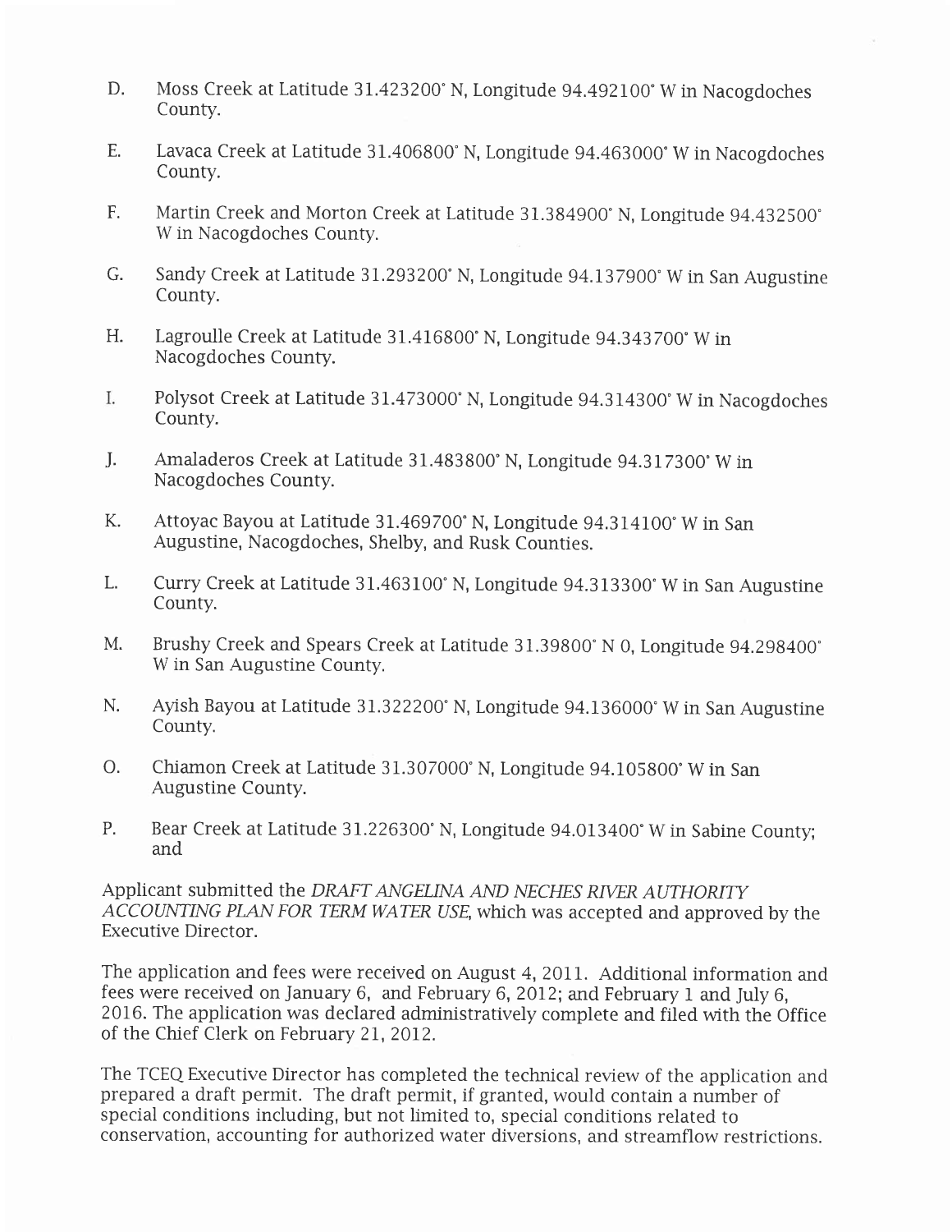D. Moss Creek at Latitude 31.423200° N, Longitude 94.492100° W in Nacogdoches County.

E. Lavaca Creek at Latitude 31.406800° N, Longitude 94.463000° W in Nacogdoches County.

F. Martin Creek and Morton Creek at Latitude 31.384900° N, Longitude 94.432500° W in Nacogdoches County.

G. Sandy Creek at Latitude 31.293200° N, Longitude 94.137900° W in San Augustine County.

H. Lagroulle Creek at Latitude 31.416800° N, Longitude 94.343700° W in Nacogdoches County.

I. Polysot Creek at Latitude 31.473000° N, Longitude 94.314300° W in Nacogdoches County.

J. Amaladeros Creek at Latitude 31.483800° N, Longitude 94.317300° W in Nacogdoches County.

K. Attoyac Bayou at Latitude 31.469700° N, Longitude 94.314100° W in San Augustine, Nacogdoches, Shelby, and Rusk Counties.

L. Curry Creek at Latitude 31.463100° N, Longitude 94.313300° W in San Augustine County.

M. Brushy Creek and Spears Creek at Latitude 31.39800° N 0, Longitude 94.298400° W in San Augustine County.

N. Ayish Bayou at Latitude 31.322200° N, Longitude 94.136000° W in San Augustine County.

O. Chiamon Creek at Latitude 31.307000° N, Longitude 94.105800° W in San Augustine County.

P. Bear Creek at Latitude 31.226300° N, Longitude 94.013400° W in Sabine County; and

Applicant submitted the *DRAFT ANGELINA AND NECHES RIVER AUTHORITY ACCOUNTING PLAN FOR TERM WATER USE*, which was accepted and approved by the Executive Director.

The application and fees were received on August 4, 2011. Additional information and fees were received on January 6, and February 6, 2012; and February 1 and July 6, 2016. The application was declared administratively complete and filed with the Office of the Chief Clerk on February 21, 2012.

The TCEQ Executive Director has completed the technical review of the application and prepared a draft permit. The draft permit, if granted, would contain a number of special conditions including, but not limited to, special conditions related to conservation, accounting for authorized water diversions, and streamflow restrictions.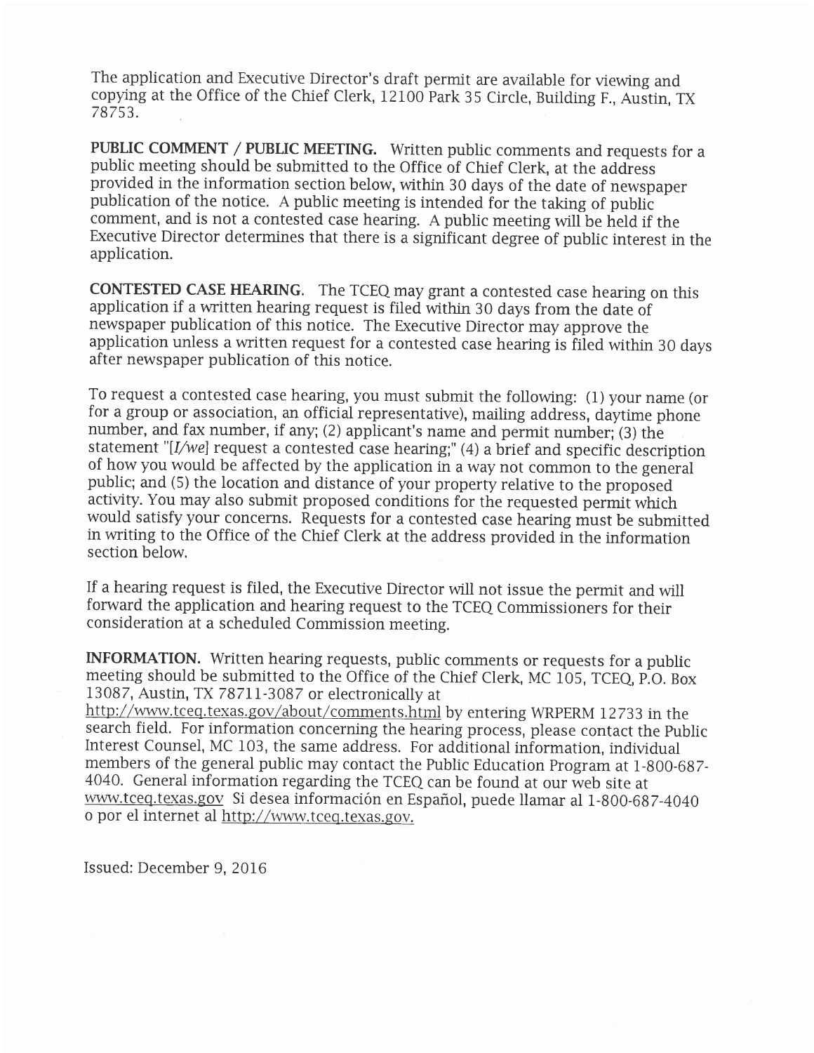The application and Executive Director's draft permit are available for viewing and copying at the Office of the Chief Clerk, 12100 Park 35 Circle, Building F., Austin, TX 78753.

**PUBLIC COMMENT / PUBLIC MEETING.** Written public comments and requests for a public meeting should be submitted to the Office of Chief Clerk, at the address provided in the information section below, within 30 days of the date of newspaper publication of the notice. A public meeting is intended for the taking of public comment, and is not a contested case hearing. A public meeting will be held if the Executive Director determines that there is a significant degree of public interest in the application.

**CONTESTED CASE HEARING.** The TCEQ may grant a contested case hearing on this application if a written hearing request is filed within 30 days from the date of newspaper publication of this notice. The Executive Director may approve the application unless a written request for a contested case hearing is filed within 30 days after newspaper publication of this notice.

To request a contested case hearing, you must submit the following: (1) your name (or for a group or association, an official representative), mailing address, daytime phone number, and fax number, if any; (2) applicant's name and permit number; (3) the statement "[*I/we*] request a contested case hearing;" (4) a brief and specific description of how you would be affected by the application in a way not common to the general public; and (5) the location and distance of your property relative to the proposed activity. You may also submit proposed conditions for the requested permit which would satisfy your concerns. Requests for a contested case hearing must be submitted in writing to the Office of the Chief Clerk at the address provided in the information section below.

If a hearing request is filed, the Executive Director will not issue the permit and will forward the application and hearing request to the TCEQ Commissioners for their consideration at a scheduled Commission meeting.

**INFORMATION.** Written hearing requests, public comments or requests for a public meeting should be submitted to the Office of the Chief Clerk, MC 105, TCEQ, P.O. Box 13087, Austin, TX 78711-3087 or electronically at http://www.tceq.texas.gov/about/comments.html by entering WRPERM 12733 in the search field. For information concerning the hearing process, please contact the Public Interest Counsel, MC 103, the same address. For additional information, individual members of the general public may contact the Public Education Program at 1-800-687-4040. General information regarding the TCEQ can be found at our web site at www.tceq.texas.gov Si desea información en Español, puede llamar al 1-800-687-4040 o por el internet al http://www.tceq.texas.gov.

Issued: December 9, 2016